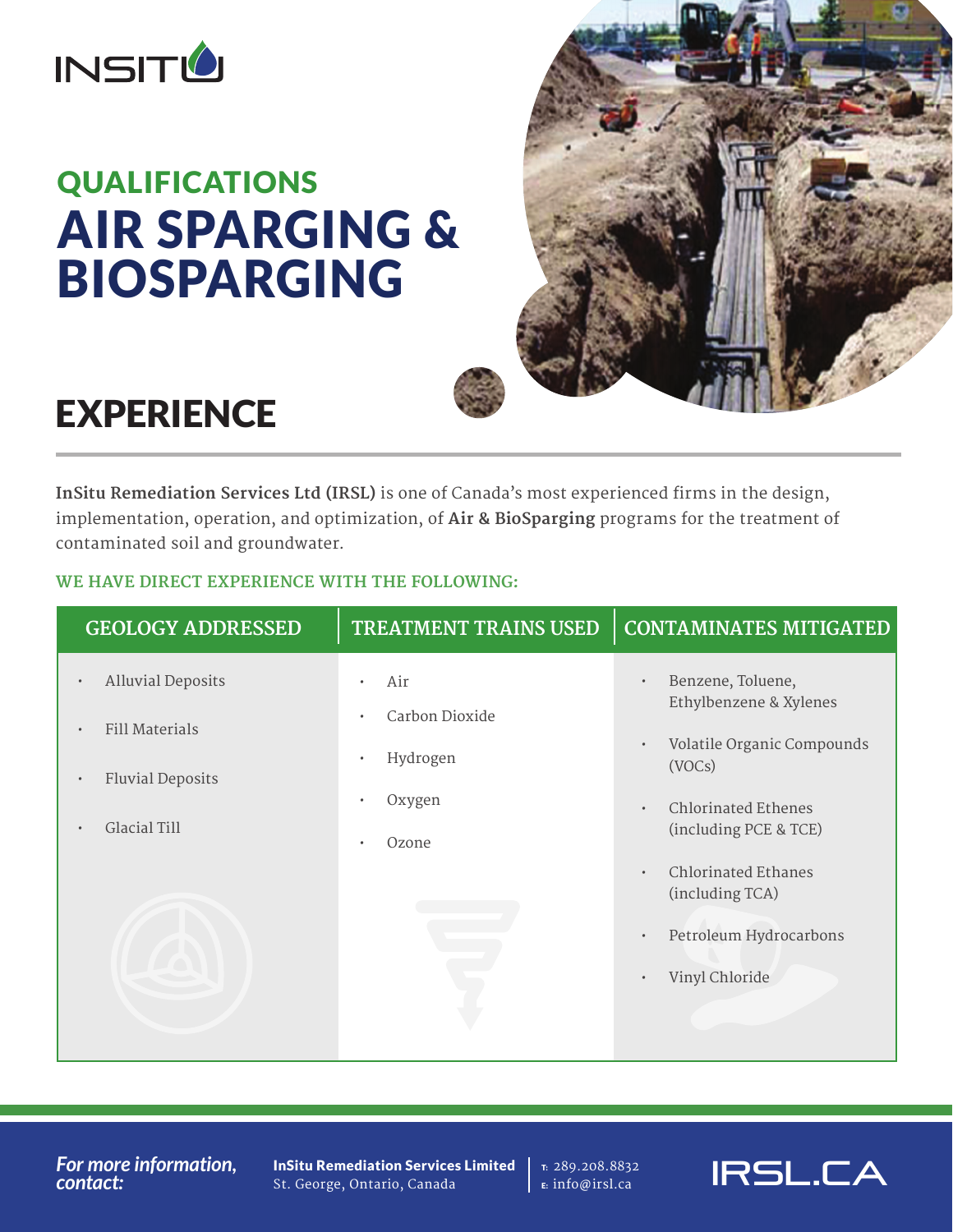INSITU

## QUALIFICATIONS

# AIR SPARGING & BIOSPARGING

## EXPERIENCE

**InSitu Remediation Services Ltd (IRSL)** is one of Canada's most experienced firms in the design, implementation, operation, and optimization, of **Air & BioSparging** programs for the treatment of contaminated soil and groundwater.

**WE HAVE DIRECT EXPERIENCE WITH THE FOLLOWING:**

| GEOLOGY ADDRESSED | TREATMENT TRAINS USED | CONTAMINATES MITIGATED |
|---|---|---|
| • Alluvial Deposits<br>• Fill Materials<br>• Fluvial Deposits<br>• Glacial Till | • Air<br>• Carbon Dioxide<br>• Hydrogen<br>• Oxygen<br>• Ozone | • Benzene, Toluene, Ethylbenzene & Xylenes<br>• Volatile Organic Compounds (VOCs)<br>• Chlorinated Ethenes (including PCE & TCE)<br>• Chlorinated Ethanes (including TCA)<br>• Petroleum Hydrocarbons<br>• Vinyl Chloride |

*For more information, contact:*

**InSitu Remediation Services Limited**
St. George, Ontario, Canada

T: 289.208.8832
E: info@irsl.ca

IRSL.CA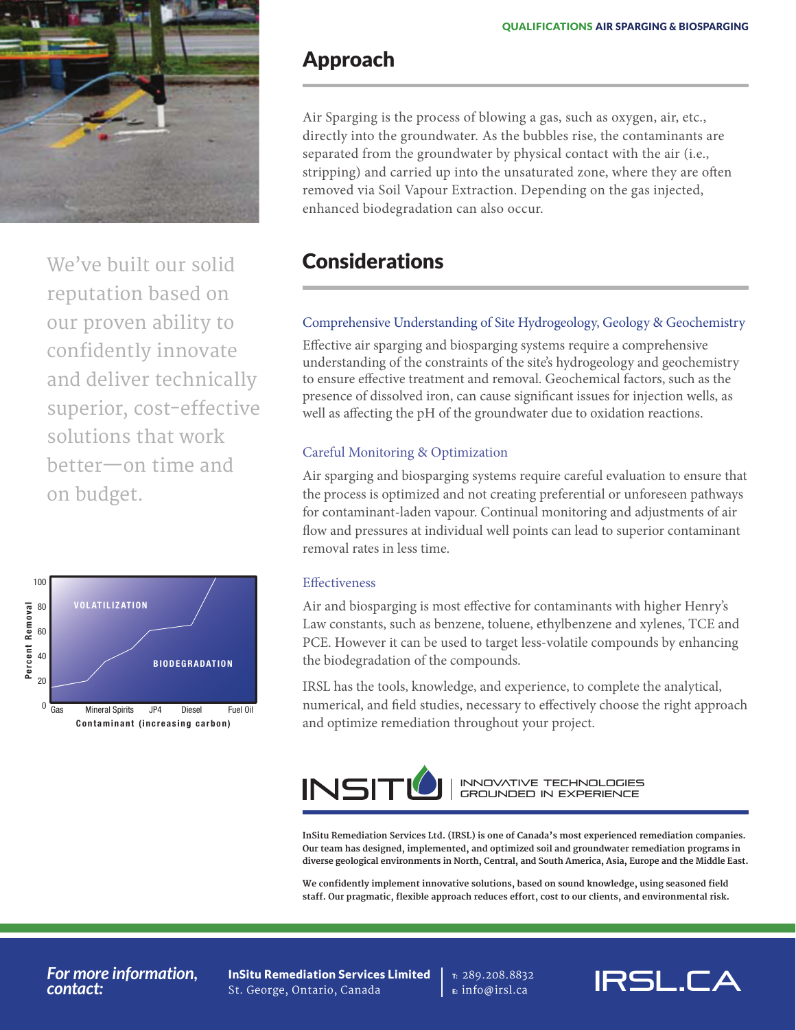QUALIFICATIONS AIR SPARGING & BIOSPARGING

We've built our solid reputation based on our proven ability to confidently innovate and deliver technically superior, cost-effective solutions that work better—on time and on budget.

Percent Removal
100
80
60
40
20
0
VOLATILIZATION
BIODEGRADATION
Gas
Mineral Spirits
JP4
Diesel
Fuel Oil
Contaminant (increasing carbon)

## Approach

Air Sparging is the process of blowing a gas, such as oxygen, air, etc., directly into the groundwater. As the bubbles rise, the contaminants are separated from the groundwater by physical contact with the air (i.e., stripping) and carried up into the unsaturated zone, where they are often removed via Soil Vapour Extraction. Depending on the gas injected, enhanced biodegradation can also occur.

## Considerations

### Comprehensive Understanding of Site Hydrogeology, Geology & Geochemistry

Effective air sparging and biosparging systems require a comprehensive understanding of the constraints of the site's hydrogeology and geochemistry to ensure effective treatment and removal. Geochemical factors, such as the presence of dissolved iron, can cause significant issues for injection wells, as well as affecting the pH of the groundwater due to oxidation reactions.

### Careful Monitoring & Optimization

Air sparging and biosparging systems require careful evaluation to ensure that the process is optimized and not creating preferential or unforeseen pathways for contaminant-laden vapour. Continual monitoring and adjustments of air flow and pressures at individual well points can lead to superior contaminant removal rates in less time.

### Effectiveness

Air and biosparging is most effective for contaminants with higher Henry's Law constants, such as benzene, toluene, ethylbenzene and xylenes, TCE and PCE. However it can be used to target less-volatile compounds by enhancing the biodegradation of the compounds.

IRSL has the tools, knowledge, and experience, to complete the analytical, numerical, and field studies, necessary to effectively choose the right approach and optimize remediation throughout your project.

INSITU | INNOVATIVE TECHNOLOGIES GROUNDED IN EXPERIENCE

**InSitu Remediation Services Ltd. (IRSL) is one of Canada's most experienced remediation companies. Our team has designed, implemented, and optimized soil and groundwater remediation programs in diverse geological environments in North, Central, and South America, Asia, Europe and the Middle East.**

**We confidently implement innovative solutions, based on sound knowledge, using seasoned field staff. Our pragmatic, flexible approach reduces effort, cost to our clients, and environmental risk.**

***For more information, contact:***

**InSitu Remediation Services Limited**
St. George, Ontario, Canada

T: 289.208.8832
E: info@irsl.ca

IRSL.CA